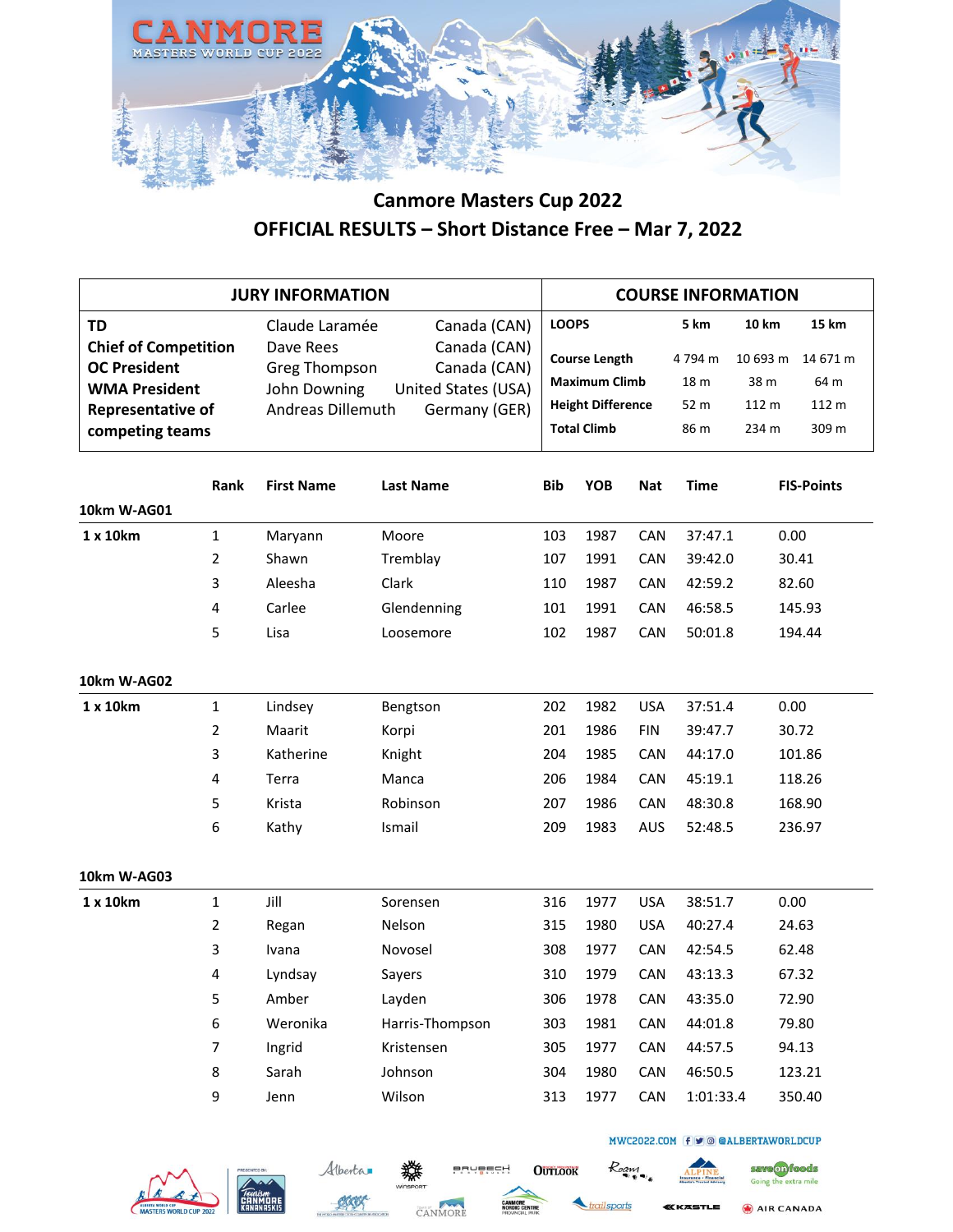# Canmore Masters Cup 2022

## OFFICIAL RESULTS – Short Distance Free – Mar 7, 2022

| JURY INFORMATION | | |
|---|---|---|
| TD | Claude Laramée | Canada (CAN) |
| Chief of Competition | Dave Rees | Canada (CAN) |
| OC President | Greg Thompson | Canada (CAN) |
| WMA President | John Downing | United States (USA) |
| Representative of competing teams | Andreas Dillemuth | Germany (GER) |

| COURSE INFORMATION | | | |
|---|---|---|---|
| LOOPS | 5 km | 10 km | 15 km |
| Course Length | 4 794 m | 10 693 m | 14 671 m |
| Maximum Climb | 18 m | 38 m | 64 m |
| Height Difference | 52 m | 112 m | 112 m |
| Total Climb | 86 m | 234 m | 309 m |

| | Rank | First Name | Last Name | Bib | YOB | Nat | Time | FIS-Points |
|---|---|---|---|---|---|---|---|---|
| **10km W-AG01** | | | | | | | | |
| **1 x 10km** | 1 | Maryann | Moore | 103 | 1987 | CAN | 37:47.1 | 0.00 |
| | 2 | Shawn | Tremblay | 107 | 1991 | CAN | 39:42.0 | 30.41 |
| | 3 | Aleesha | Clark | 110 | 1987 | CAN | 42:59.2 | 82.60 |
| | 4 | Carlee | Glendenning | 101 | 1991 | CAN | 46:58.5 | 145.93 |
| | 5 | Lisa | Loosemore | 102 | 1987 | CAN | 50:01.8 | 194.44 |
| **10km W-AG02** | | | | | | | | |
| **1 x 10km** | 1 | Lindsey | Bengtson | 202 | 1982 | USA | 37:51.4 | 0.00 |
| | 2 | Maarit | Korpi | 201 | 1986 | FIN | 39:47.7 | 30.72 |
| | 3 | Katherine | Knight | 204 | 1985 | CAN | 44:17.0 | 101.86 |
| | 4 | Terra | Manca | 206 | 1984 | CAN | 45:19.1 | 118.26 |
| | 5 | Krista | Robinson | 207 | 1986 | CAN | 48:30.8 | 168.90 |
| | 6 | Kathy | Ismail | 209 | 1983 | AUS | 52:48.5 | 236.97 |
| **10km W-AG03** | | | | | | | | |
| **1 x 10km** | 1 | Jill | Sorensen | 316 | 1977 | USA | 38:51.7 | 0.00 |
| | 2 | Regan | Nelson | 315 | 1980 | USA | 40:27.4 | 24.63 |
| | 3 | Ivana | Novosel | 308 | 1977 | CAN | 42:54.5 | 62.48 |
| | 4 | Lyndsay | Sayers | 310 | 1979 | CAN | 43:13.3 | 67.32 |
| | 5 | Amber | Layden | 306 | 1978 | CAN | 43:35.0 | 72.90 |
| | 6 | Weronika | Harris-Thompson | 303 | 1981 | CAN | 44:01.8 | 79.80 |
| | 7 | Ingrid | Kristensen | 305 | 1977 | CAN | 44:57.5 | 94.13 |
| | 8 | Sarah | Johnson | 304 | 1980 | CAN | 46:50.5 | 123.21 |
| | 9 | Jenn | Wilson | 313 | 1977 | CAN | 1:01:33.4 | 350.40 |

MWC2022.COM @ALBERTAWORLDCUP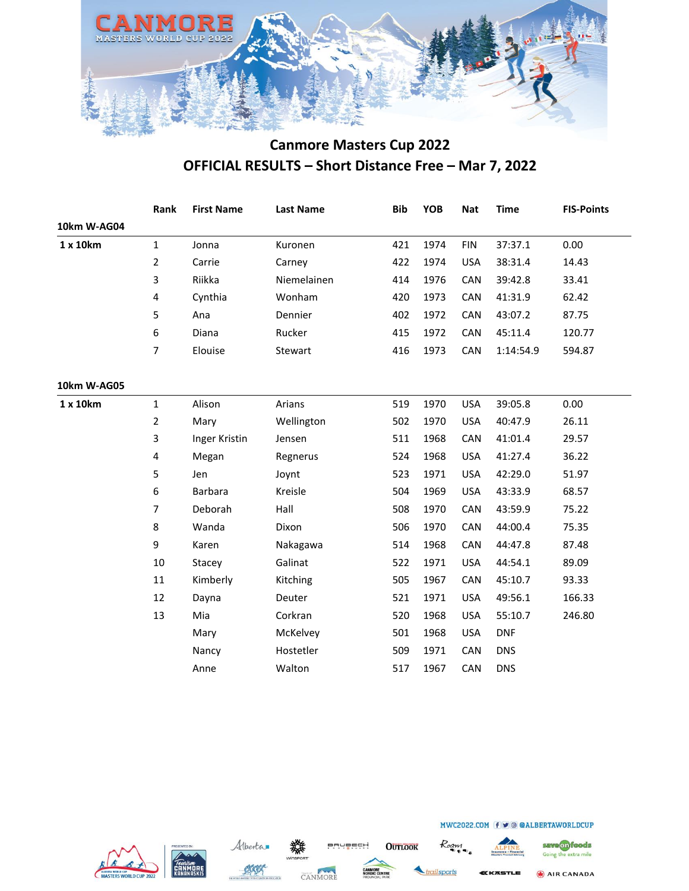# Canmore Masters Cup 2022

## OFFICIAL RESULTS – Short Distance Free – Mar 7, 2022

| | Rank | First Name | Last Name | Bib | YOB | Nat | Time | FIS-Points |
|---|---|---|---|---|---|---|---|---|
| **10km W-AG04** | | | | | | | | |
| **1 x 10km** | 1 | Jonna | Kuronen | 421 | 1974 | FIN | 37:37.1 | 0.00 |
| | 2 | Carrie | Carney | 422 | 1974 | USA | 38:31.4 | 14.43 |
| | 3 | Riikka | Niemelainen | 414 | 1976 | CAN | 39:42.8 | 33.41 |
| | 4 | Cynthia | Wonham | 420 | 1973 | CAN | 41:31.9 | 62.42 |
| | 5 | Ana | Dennier | 402 | 1972 | CAN | 43:07.2 | 87.75 |
| | 6 | Diana | Rucker | 415 | 1972 | CAN | 45:11.4 | 120.77 |
| | 7 | Elouise | Stewart | 416 | 1973 | CAN | 1:14:54.9 | 594.87 |

| | Rank | First Name | Last Name | Bib | YOB | Nat | Time | FIS-Points |
|---|---|---|---|---|---|---|---|---|
| **10km W-AG05** | | | | | | | | |
| **1 x 10km** | 1 | Alison | Arians | 519 | 1970 | USA | 39:05.8 | 0.00 |
| | 2 | Mary | Wellington | 502 | 1970 | USA | 40:47.9 | 26.11 |
| | 3 | Inger Kristin | Jensen | 511 | 1968 | CAN | 41:01.4 | 29.57 |
| | 4 | Megan | Regnerus | 524 | 1968 | USA | 41:27.4 | 36.22 |
| | 5 | Jen | Joynt | 523 | 1971 | USA | 42:29.0 | 51.97 |
| | 6 | Barbara | Kreisle | 504 | 1969 | USA | 43:33.9 | 68.57 |
| | 7 | Deborah | Hall | 508 | 1970 | CAN | 43:59.9 | 75.22 |
| | 8 | Wanda | Dixon | 506 | 1970 | CAN | 44:00.4 | 75.35 |
| | 9 | Karen | Nakagawa | 514 | 1968 | CAN | 44:47.8 | 87.48 |
| | 10 | Stacey | Galinat | 522 | 1971 | USA | 44:54.1 | 89.09 |
| | 11 | Kimberly | Kitching | 505 | 1967 | CAN | 45:10.7 | 93.33 |
| | 12 | Dayna | Deuter | 521 | 1971 | USA | 49:56.1 | 166.33 |
| | 13 | Mia | Corkran | 520 | 1968 | USA | 55:10.7 | 246.80 |
| | | Mary | McKelvey | 501 | 1968 | USA | DNF | |
| | | Nancy | Hostetler | 509 | 1971 | CAN | DNS | |
| | | Anne | Walton | 517 | 1967 | CAN | DNS | |

MWC2022.COM @ALBERTAWORLDCUP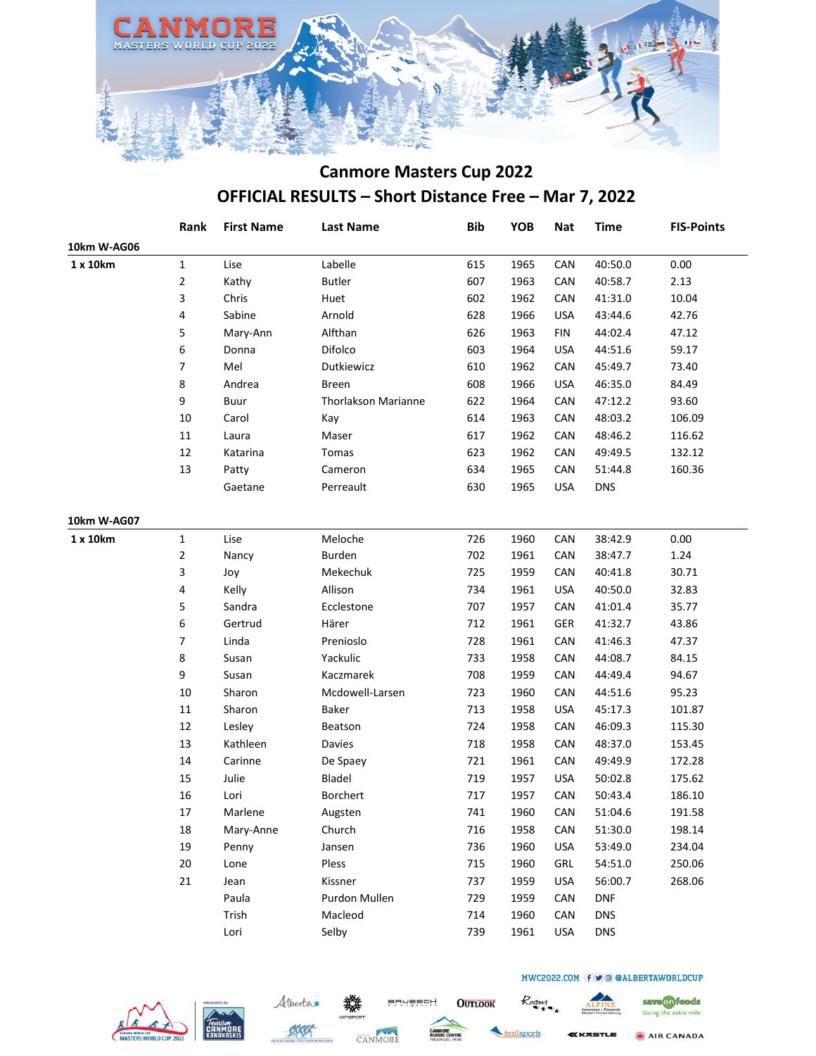## Canmore Masters Cup 2022

## OFFICIAL RESULTS – Short Distance Free – Mar 7, 2022

### 10km W-AG06

| | Rank | First Name | Last Name | Bib | YOB | Nat | Time | FIS-Points |
|---|---|---|---|---|---|---|---|---|
| 1 x 10km | 1 | Lise | Labelle | 615 | 1965 | CAN | 40:50.0 | 0.00 |
| | 2 | Kathy | Butler | 607 | 1963 | CAN | 40:58.7 | 2.13 |
| | 3 | Chris | Huet | 602 | 1962 | CAN | 41:31.0 | 10.04 |
| | 4 | Sabine | Arnold | 628 | 1966 | USA | 43:44.6 | 42.76 |
| | 5 | Mary-Ann | Alfthan | 626 | 1963 | FIN | 44:02.4 | 47.12 |
| | 6 | Donna | Difolco | 603 | 1964 | USA | 44:51.6 | 59.17 |
| | 7 | Mel | Dutkiewicz | 610 | 1962 | CAN | 45:49.7 | 73.40 |
| | 8 | Andrea | Breen | 608 | 1966 | USA | 46:35.0 | 84.49 |
| | 9 | Buur | Thorlakson Marianne | 622 | 1964 | CAN | 47:12.2 | 93.60 |
| | 10 | Carol | Kay | 614 | 1963 | CAN | 48:03.2 | 106.09 |
| | 11 | Laura | Maser | 617 | 1962 | CAN | 48:46.2 | 116.62 |
| | 12 | Katarina | Tomas | 623 | 1962 | CAN | 49:49.5 | 132.12 |
| | 13 | Patty | Cameron | 634 | 1965 | CAN | 51:44.8 | 160.36 |
| | | Gaetane | Perreault | 630 | 1965 | USA | DNS | |

### 10km W-AG07

| | Rank | First Name | Last Name | Bib | YOB | Nat | Time | FIS-Points |
|---|---|---|---|---|---|---|---|---|
| 1 x 10km | 1 | Lise | Meloche | 726 | 1960 | CAN | 38:42.9 | 0.00 |
| | 2 | Nancy | Burden | 702 | 1961 | CAN | 38:47.7 | 1.24 |
| | 3 | Joy | Mekechuk | 725 | 1959 | CAN | 40:41.8 | 30.71 |
| | 4 | Kelly | Allison | 734 | 1961 | USA | 40:50.0 | 32.83 |
| | 5 | Sandra | Ecclestone | 707 | 1957 | CAN | 41:01.4 | 35.77 |
| | 6 | Gertrud | Härer | 712 | 1961 | GER | 41:32.7 | 43.86 |
| | 7 | Linda | Prenioslo | 728 | 1961 | CAN | 41:46.3 | 47.37 |
| | 8 | Susan | Yackulic | 733 | 1958 | CAN | 44:08.7 | 84.15 |
| | 9 | Susan | Kaczmarek | 708 | 1959 | CAN | 44:49.4 | 94.67 |
| | 10 | Sharon | Mcdowell-Larsen | 723 | 1960 | CAN | 44:51.6 | 95.23 |
| | 11 | Sharon | Baker | 713 | 1958 | USA | 45:17.3 | 101.87 |
| | 12 | Lesley | Beatson | 724 | 1958 | CAN | 46:09.3 | 115.30 |
| | 13 | Kathleen | Davies | 718 | 1958 | CAN | 48:37.0 | 153.45 |
| | 14 | Carinne | De Spaey | 721 | 1961 | CAN | 49:49.9 | 172.28 |
| | 15 | Julie | Bladel | 719 | 1957 | USA | 50:02.8 | 175.62 |
| | 16 | Lori | Borchert | 717 | 1957 | CAN | 50:43.4 | 186.10 |
| | 17 | Marlene | Augsten | 741 | 1960 | CAN | 51:04.6 | 191.58 |
| | 18 | Mary-Anne | Church | 716 | 1958 | CAN | 51:30.0 | 198.14 |
| | 19 | Penny | Jansen | 736 | 1960 | USA | 53:49.0 | 234.04 |
| | 20 | Lone | Pless | 715 | 1960 | GRL | 54:51.0 | 250.06 |
| | 21 | Jean | Kissner | 737 | 1959 | USA | 56:00.7 | 268.06 |
| | | Paula | Purdon Mullen | 729 | 1959 | CAN | DNF | |
| | | Trish | Macleod | 714 | 1960 | CAN | DNS | |
| | | Lori | Selby | 739 | 1961 | USA | DNS | |

MWC2022.COM @ALBERTAWORLDCUP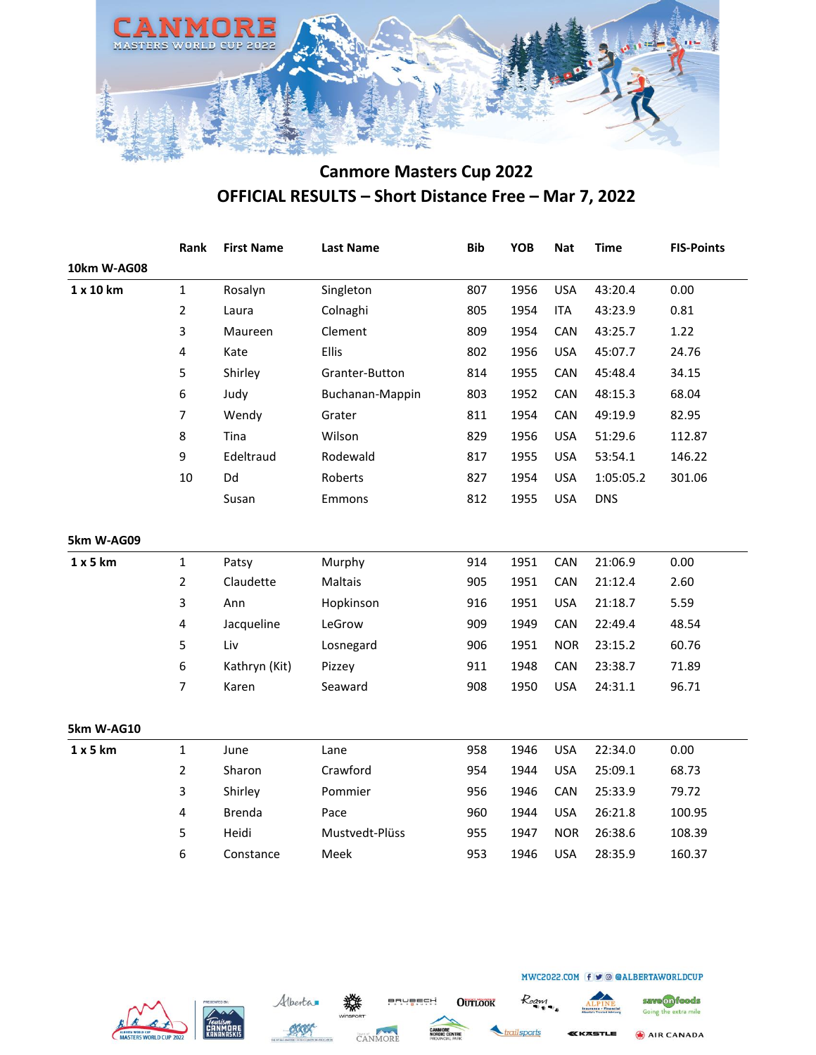# Canmore Masters Cup 2022

## OFFICIAL RESULTS – Short Distance Free – Mar 7, 2022

### 10km W-AG08

| | Rank | First Name | Last Name | Bib | YOB | Nat | Time | FIS-Points |
|---|---|---|---|---|---|---|---|---|
| 1 x 10 km | 1 | Rosalyn | Singleton | 807 | 1956 | USA | 43:20.4 | 0.00 |
| | 2 | Laura | Colnaghi | 805 | 1954 | ITA | 43:23.9 | 0.81 |
| | 3 | Maureen | Clement | 809 | 1954 | CAN | 43:25.7 | 1.22 |
| | 4 | Kate | Ellis | 802 | 1956 | USA | 45:07.7 | 24.76 |
| | 5 | Shirley | Granter-Button | 814 | 1955 | CAN | 45:48.4 | 34.15 |
| | 6 | Judy | Buchanan-Mappin | 803 | 1952 | CAN | 48:15.3 | 68.04 |
| | 7 | Wendy | Grater | 811 | 1954 | CAN | 49:19.9 | 82.95 |
| | 8 | Tina | Wilson | 829 | 1956 | USA | 51:29.6 | 112.87 |
| | 9 | Edeltraud | Rodewald | 817 | 1955 | USA | 53:54.1 | 146.22 |
| | 10 | Dd | Roberts | 827 | 1954 | USA | 1:05:05.2 | 301.06 |
| | | Susan | Emmons | 812 | 1955 | USA | DNS | |

### 5km W-AG09

| | Rank | First Name | Last Name | Bib | YOB | Nat | Time | FIS-Points |
|---|---|---|---|---|---|---|---|---|
| 1 x 5 km | 1 | Patsy | Murphy | 914 | 1951 | CAN | 21:06.9 | 0.00 |
| | 2 | Claudette | Maltais | 905 | 1951 | CAN | 21:12.4 | 2.60 |
| | 3 | Ann | Hopkinson | 916 | 1951 | USA | 21:18.7 | 5.59 |
| | 4 | Jacqueline | LeGrow | 909 | 1949 | CAN | 22:49.4 | 48.54 |
| | 5 | Liv | Losnegard | 906 | 1951 | NOR | 23:15.2 | 60.76 |
| | 6 | Kathryn (Kit) | Pizzey | 911 | 1948 | CAN | 23:38.7 | 71.89 |
| | 7 | Karen | Seaward | 908 | 1950 | USA | 24:31.1 | 96.71 |

### 5km W-AG10

| | Rank | First Name | Last Name | Bib | YOB | Nat | Time | FIS-Points |
|---|---|---|---|---|---|---|---|---|
| 1 x 5 km | 1 | June | Lane | 958 | 1946 | USA | 22:34.0 | 0.00 |
| | 2 | Sharon | Crawford | 954 | 1944 | USA | 25:09.1 | 68.73 |
| | 3 | Shirley | Pommier | 956 | 1946 | CAN | 25:33.9 | 79.72 |
| | 4 | Brenda | Pace | 960 | 1944 | USA | 26:21.8 | 100.95 |
| | 5 | Heidi | Mustvedt-Plüss | 955 | 1947 | NOR | 26:38.6 | 108.39 |
| | 6 | Constance | Meek | 953 | 1946 | USA | 28:35.9 | 160.37 |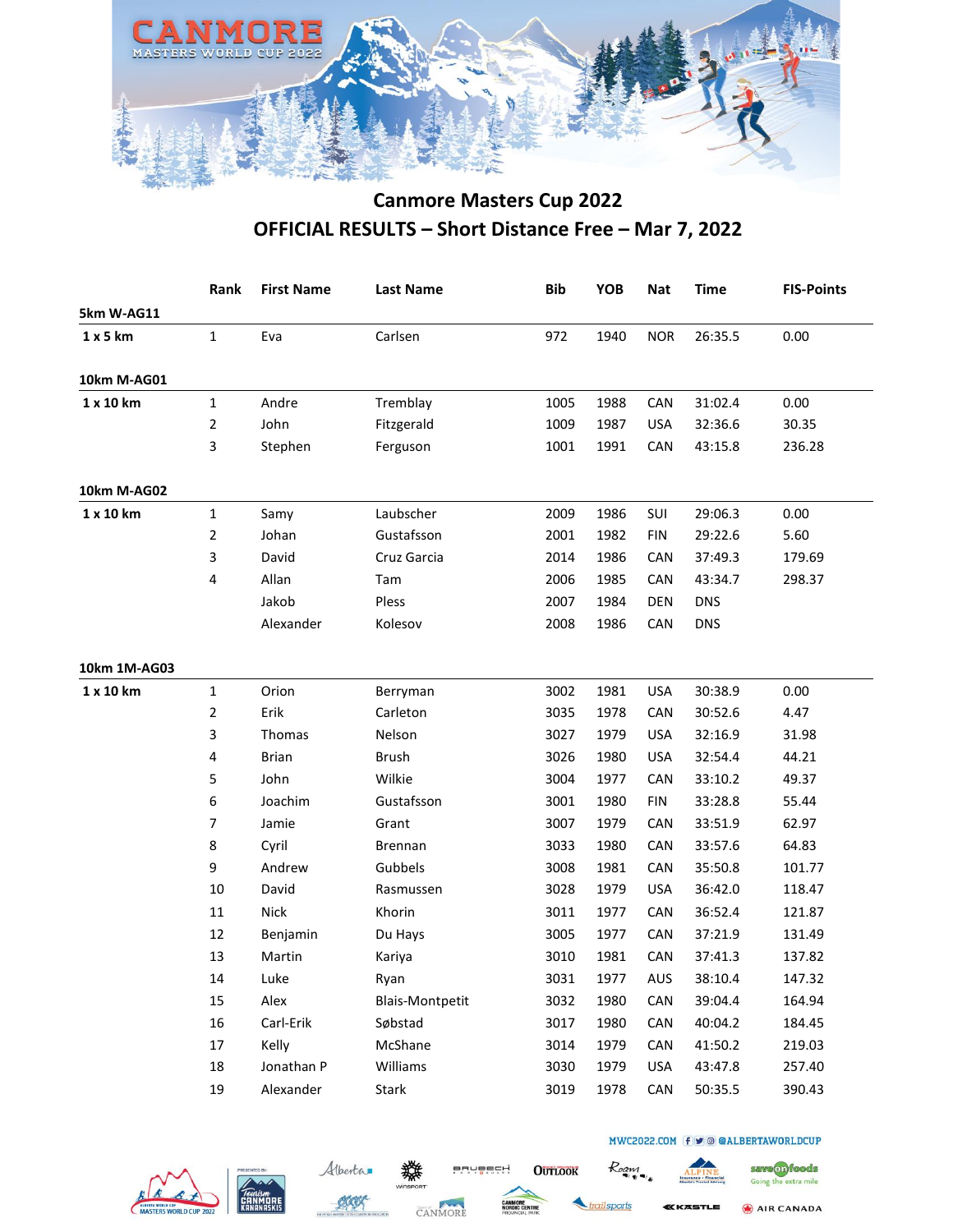## Canmore Masters Cup 2022

## OFFICIAL RESULTS – Short Distance Free – Mar 7, 2022

| | Rank | First Name | Last Name | Bib | YOB | Nat | Time | FIS-Points |
|---|---|---|---|---|---|---|---|---|
| **5km W-AG11** | | | | | | | | |
| **1 x 5 km** | 1 | Eva | Carlsen | 972 | 1940 | NOR | 26:35.5 | 0.00 |
| **10km M-AG01** | | | | | | | | |
| **1 x 10 km** | 1 | Andre | Tremblay | 1005 | 1988 | CAN | 31:02.4 | 0.00 |
| | 2 | John | Fitzgerald | 1009 | 1987 | USA | 32:36.6 | 30.35 |
| | 3 | Stephen | Ferguson | 1001 | 1991 | CAN | 43:15.8 | 236.28 |
| **10km M-AG02** | | | | | | | | |
| **1 x 10 km** | 1 | Samy | Laubscher | 2009 | 1986 | SUI | 29:06.3 | 0.00 |
| | 2 | Johan | Gustafsson | 2001 | 1982 | FIN | 29:22.6 | 5.60 |
| | 3 | David | Cruz Garcia | 2014 | 1986 | CAN | 37:49.3 | 179.69 |
| | 4 | Allan | Tam | 2006 | 1985 | CAN | 43:34.7 | 298.37 |
| | | Jakob | Pless | 2007 | 1984 | DEN | DNS | |
| | | Alexander | Kolesov | 2008 | 1986 | CAN | DNS | |
| **10km 1M-AG03** | | | | | | | | |
| **1 x 10 km** | 1 | Orion | Berryman | 3002 | 1981 | USA | 30:38.9 | 0.00 |
| | 2 | Erik | Carleton | 3035 | 1978 | CAN | 30:52.6 | 4.47 |
| | 3 | Thomas | Nelson | 3027 | 1979 | USA | 32:16.9 | 31.98 |
| | 4 | Brian | Brush | 3026 | 1980 | USA | 32:54.4 | 44.21 |
| | 5 | John | Wilkie | 3004 | 1977 | CAN | 33:10.2 | 49.37 |
| | 6 | Joachim | Gustafsson | 3001 | 1980 | FIN | 33:28.8 | 55.44 |
| | 7 | Jamie | Grant | 3007 | 1979 | CAN | 33:51.9 | 62.97 |
| | 8 | Cyril | Brennan | 3033 | 1980 | CAN | 33:57.6 | 64.83 |
| | 9 | Andrew | Gubbels | 3008 | 1981 | CAN | 35:50.8 | 101.77 |
| | 10 | David | Rasmussen | 3028 | 1979 | USA | 36:42.0 | 118.47 |
| | 11 | Nick | Khorin | 3011 | 1977 | CAN | 36:52.4 | 121.87 |
| | 12 | Benjamin | Du Hays | 3005 | 1977 | CAN | 37:21.9 | 131.49 |
| | 13 | Martin | Kariya | 3010 | 1981 | CAN | 37:41.3 | 137.82 |
| | 14 | Luke | Ryan | 3031 | 1977 | AUS | 38:10.4 | 147.32 |
| | 15 | Alex | Blais-Montpetit | 3032 | 1980 | CAN | 39:04.4 | 164.94 |
| | 16 | Carl-Erik | Søbstad | 3017 | 1980 | CAN | 40:04.2 | 184.45 |
| | 17 | Kelly | McShane | 3014 | 1979 | CAN | 41:50.2 | 219.03 |
| | 18 | Jonathan P | Williams | 3030 | 1979 | USA | 43:47.8 | 257.40 |
| | 19 | Alexander | Stark | 3019 | 1978 | CAN | 50:35.5 | 390.43 |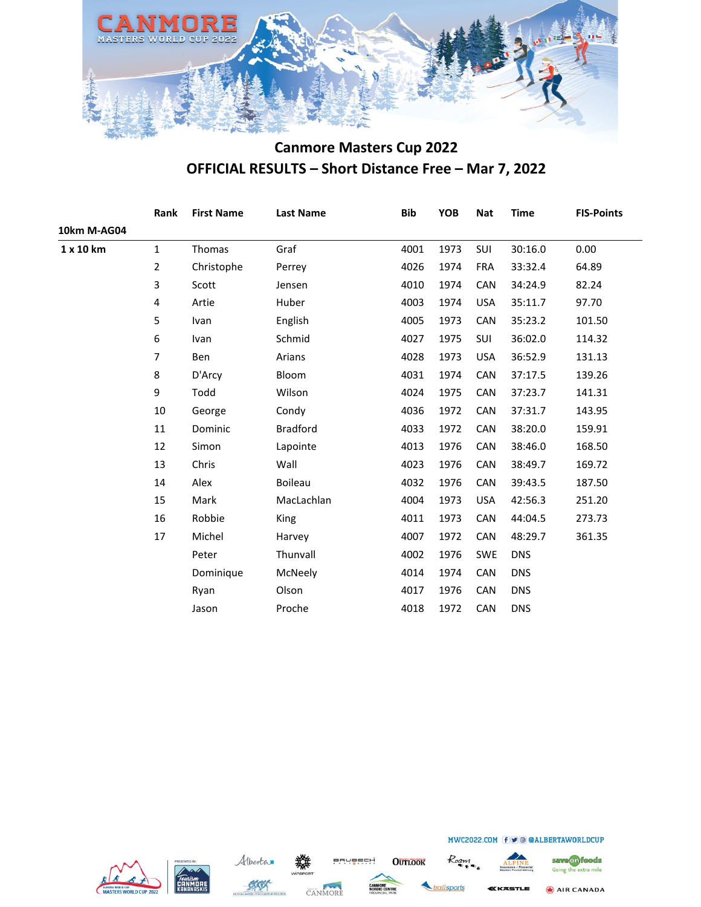# Canmore Masters Cup 2022

## OFFICIAL RESULTS – Short Distance Free – Mar 7, 2022

| | Rank | First Name | Last Name | Bib | YOB | Nat | Time | FIS-Points |
|---|---|---|---|---|---|---|---|---|
| **10km M-AG04** | | | | | | | | |
| **1 x 10 km** | 1 | Thomas | Graf | 4001 | 1973 | SUI | 30:16.0 | 0.00 |
| | 2 | Christophe | Perrey | 4026 | 1974 | FRA | 33:32.4 | 64.89 |
| | 3 | Scott | Jensen | 4010 | 1974 | CAN | 34:24.9 | 82.24 |
| | 4 | Artie | Huber | 4003 | 1974 | USA | 35:11.7 | 97.70 |
| | 5 | Ivan | English | 4005 | 1973 | CAN | 35:23.2 | 101.50 |
| | 6 | Ivan | Schmid | 4027 | 1975 | SUI | 36:02.0 | 114.32 |
| | 7 | Ben | Arians | 4028 | 1973 | USA | 36:52.9 | 131.13 |
| | 8 | D'Arcy | Bloom | 4031 | 1974 | CAN | 37:17.5 | 139.26 |
| | 9 | Todd | Wilson | 4024 | 1975 | CAN | 37:23.7 | 141.31 |
| | 10 | George | Condy | 4036 | 1972 | CAN | 37:31.7 | 143.95 |
| | 11 | Dominic | Bradford | 4033 | 1972 | CAN | 38:20.0 | 159.91 |
| | 12 | Simon | Lapointe | 4013 | 1976 | CAN | 38:46.0 | 168.50 |
| | 13 | Chris | Wall | 4023 | 1976 | CAN | 38:49.7 | 169.72 |
| | 14 | Alex | Boileau | 4032 | 1976 | CAN | 39:43.5 | 187.50 |
| | 15 | Mark | MacLachlan | 4004 | 1973 | USA | 42:56.3 | 251.20 |
| | 16 | Robbie | King | 4011 | 1973 | CAN | 44:04.5 | 273.73 |
| | 17 | Michel | Harvey | 4007 | 1972 | CAN | 48:29.7 | 361.35 |
| | | Peter | Thunvall | 4002 | 1976 | SWE | DNS | |
| | | Dominique | McNeely | 4014 | 1974 | CAN | DNS | |
| | | Ryan | Olson | 4017 | 1976 | CAN | DNS | |
| | | Jason | Proche | 4018 | 1972 | CAN | DNS | |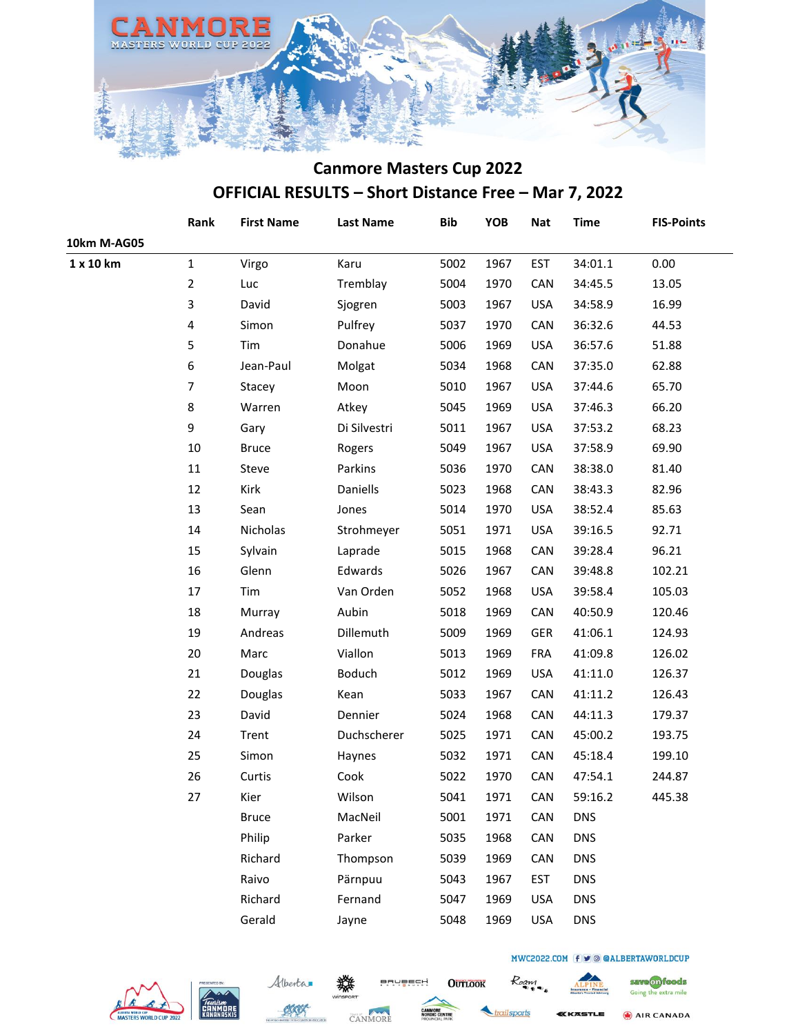## Canmore Masters Cup 2022

## OFFICIAL RESULTS – Short Distance Free – Mar 7, 2022

| | Rank | First Name | Last Name | Bib | YOB | Nat | Time | FIS-Points |
|---|---|---|---|---|---|---|---|---|
| **10km M-AG05** | | | | | | | | |
| **1 x 10 km** | 1 | Virgo | Karu | 5002 | 1967 | EST | 34:01.1 | 0.00 |
| | 2 | Luc | Tremblay | 5004 | 1970 | CAN | 34:45.5 | 13.05 |
| | 3 | David | Sjogren | 5003 | 1967 | USA | 34:58.9 | 16.99 |
| | 4 | Simon | Pulfrey | 5037 | 1970 | CAN | 36:32.6 | 44.53 |
| | 5 | Tim | Donahue | 5006 | 1969 | USA | 36:57.6 | 51.88 |
| | 6 | Jean-Paul | Molgat | 5034 | 1968 | CAN | 37:35.0 | 62.88 |
| | 7 | Stacey | Moon | 5010 | 1967 | USA | 37:44.6 | 65.70 |
| | 8 | Warren | Atkey | 5045 | 1969 | USA | 37:46.3 | 66.20 |
| | 9 | Gary | Di Silvestri | 5011 | 1967 | USA | 37:53.2 | 68.23 |
| | 10 | Bruce | Rogers | 5049 | 1967 | USA | 37:58.9 | 69.90 |
| | 11 | Steve | Parkins | 5036 | 1970 | CAN | 38:38.0 | 81.40 |
| | 12 | Kirk | Daniells | 5023 | 1968 | CAN | 38:43.3 | 82.96 |
| | 13 | Sean | Jones | 5014 | 1970 | USA | 38:52.4 | 85.63 |
| | 14 | Nicholas | Strohmeyer | 5051 | 1971 | USA | 39:16.5 | 92.71 |
| | 15 | Sylvain | Laprade | 5015 | 1968 | CAN | 39:28.4 | 96.21 |
| | 16 | Glenn | Edwards | 5026 | 1967 | CAN | 39:48.8 | 102.21 |
| | 17 | Tim | Van Orden | 5052 | 1968 | USA | 39:58.4 | 105.03 |
| | 18 | Murray | Aubin | 5018 | 1969 | CAN | 40:50.9 | 120.46 |
| | 19 | Andreas | Dillemuth | 5009 | 1969 | GER | 41:06.1 | 124.93 |
| | 20 | Marc | Viallon | 5013 | 1969 | FRA | 41:09.8 | 126.02 |
| | 21 | Douglas | Boduch | 5012 | 1969 | USA | 41:11.0 | 126.37 |
| | 22 | Douglas | Kean | 5033 | 1967 | CAN | 41:11.2 | 126.43 |
| | 23 | David | Dennier | 5024 | 1968 | CAN | 44:11.3 | 179.37 |
| | 24 | Trent | Duchscherer | 5025 | 1971 | CAN | 45:00.2 | 193.75 |
| | 25 | Simon | Haynes | 5032 | 1971 | CAN | 45:18.4 | 199.10 |
| | 26 | Curtis | Cook | 5022 | 1970 | CAN | 47:54.1 | 244.87 |
| | 27 | Kier | Wilson | 5041 | 1971 | CAN | 59:16.2 | 445.38 |
| | | Bruce | MacNeil | 5001 | 1971 | CAN | DNS | |
| | | Philip | Parker | 5035 | 1968 | CAN | DNS | |
| | | Richard | Thompson | 5039 | 1969 | CAN | DNS | |
| | | Raivo | Pärnpuu | 5043 | 1967 | EST | DNS | |
| | | Richard | Fernand | 5047 | 1969 | USA | DNS | |
| | | Gerald | Jayne | 5048 | 1969 | USA | DNS | |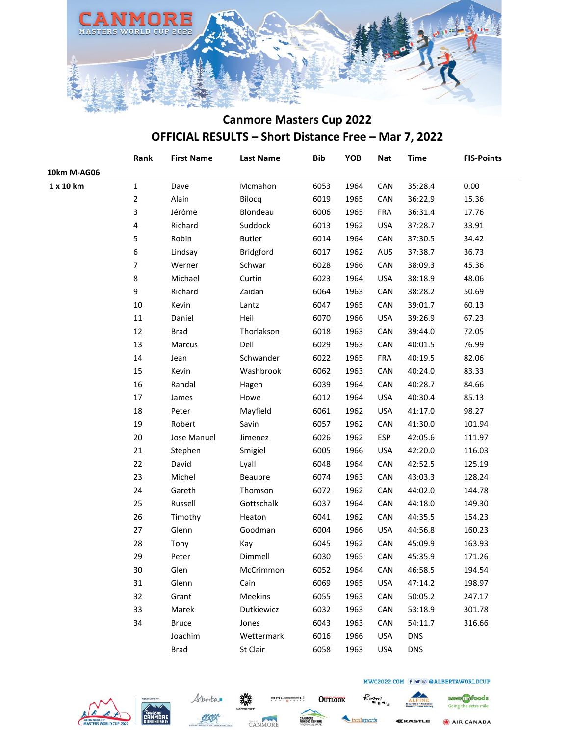# Canmore Masters Cup 2022

## OFFICIAL RESULTS – Short Distance Free – Mar 7, 2022

| | Rank | First Name | Last Name | Bib | YOB | Nat | Time | FIS-Points |
|---|---|---|---|---|---|---|---|---|
| **10km M-AG06** | | | | | | | | |
| **1 x 10 km** | 1 | Dave | Mcmahon | 6053 | 1964 | CAN | 35:28.4 | 0.00 |
| | 2 | Alain | Bilocq | 6019 | 1965 | CAN | 36:22.9 | 15.36 |
| | 3 | Jérôme | Blondeau | 6006 | 1965 | FRA | 36:31.4 | 17.76 |
| | 4 | Richard | Suddock | 6013 | 1962 | USA | 37:28.7 | 33.91 |
| | 5 | Robin | Butler | 6014 | 1964 | CAN | 37:30.5 | 34.42 |
| | 6 | Lindsay | Bridgford | 6017 | 1962 | AUS | 37:38.7 | 36.73 |
| | 7 | Werner | Schwar | 6028 | 1966 | CAN | 38:09.3 | 45.36 |
| | 8 | Michael | Curtin | 6023 | 1964 | USA | 38:18.9 | 48.06 |
| | 9 | Richard | Zaidan | 6064 | 1963 | CAN | 38:28.2 | 50.69 |
| | 10 | Kevin | Lantz | 6047 | 1965 | CAN | 39:01.7 | 60.13 |
| | 11 | Daniel | Heil | 6070 | 1966 | USA | 39:26.9 | 67.23 |
| | 12 | Brad | Thorlakson | 6018 | 1963 | CAN | 39:44.0 | 72.05 |
| | 13 | Marcus | Dell | 6029 | 1963 | CAN | 40:01.5 | 76.99 |
| | 14 | Jean | Schwander | 6022 | 1965 | FRA | 40:19.5 | 82.06 |
| | 15 | Kevin | Washbrook | 6062 | 1963 | CAN | 40:24.0 | 83.33 |
| | 16 | Randal | Hagen | 6039 | 1964 | CAN | 40:28.7 | 84.66 |
| | 17 | James | Howe | 6012 | 1964 | USA | 40:30.4 | 85.13 |
| | 18 | Peter | Mayfield | 6061 | 1962 | USA | 41:17.0 | 98.27 |
| | 19 | Robert | Savin | 6057 | 1962 | CAN | 41:30.0 | 101.94 |
| | 20 | Jose Manuel | Jimenez | 6026 | 1962 | ESP | 42:05.6 | 111.97 |
| | 21 | Stephen | Smigiel | 6005 | 1966 | USA | 42:20.0 | 116.03 |
| | 22 | David | Lyall | 6048 | 1964 | CAN | 42:52.5 | 125.19 |
| | 23 | Michel | Beaupre | 6074 | 1963 | CAN | 43:03.3 | 128.24 |
| | 24 | Gareth | Thomson | 6072 | 1962 | CAN | 44:02.0 | 144.78 |
| | 25 | Russell | Gottschalk | 6037 | 1964 | CAN | 44:18.0 | 149.30 |
| | 26 | Timothy | Heaton | 6041 | 1962 | CAN | 44:35.5 | 154.23 |
| | 27 | Glenn | Goodman | 6004 | 1966 | USA | 44:56.8 | 160.23 |
| | 28 | Tony | Kay | 6045 | 1962 | CAN | 45:09.9 | 163.93 |
| | 29 | Peter | Dimmell | 6030 | 1965 | CAN | 45:35.9 | 171.26 |
| | 30 | Glen | McCrimmon | 6052 | 1964 | CAN | 46:58.5 | 194.54 |
| | 31 | Glenn | Cain | 6069 | 1965 | USA | 47:14.2 | 198.97 |
| | 32 | Grant | Meekins | 6055 | 1963 | CAN | 50:05.2 | 247.17 |
| | 33 | Marek | Dutkiewicz | 6032 | 1963 | CAN | 53:18.9 | 301.78 |
| | 34 | Bruce | Jones | 6043 | 1963 | CAN | 54:11.7 | 316.66 |
| | | Joachim | Wettermark | 6016 | 1966 | USA | DNS | |
| | | Brad | St Clair | 6058 | 1963 | USA | DNS | |

MWC2022.COM @ALBERTAWORLDCUP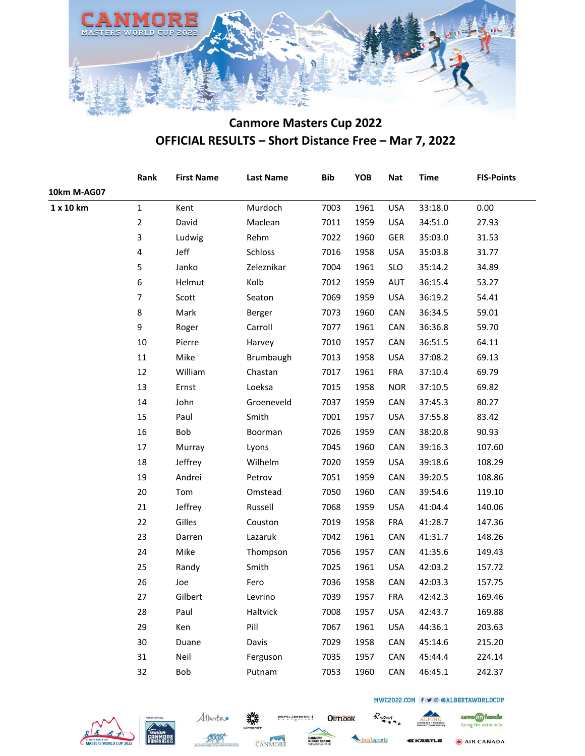# Canmore Masters Cup 2022

## OFFICIAL RESULTS – Short Distance Free – Mar 7, 2022

| | Rank | First Name | Last Name | Bib | YOB | Nat | Time | FIS-Points |
|---|---|---|---|---|---|---|---|---|
| **10km M-AG07** | | | | | | | | |
| **1 x 10 km** | 1 | Kent | Murdoch | 7003 | 1961 | USA | 33:18.0 | 0.00 |
| | 2 | David | Maclean | 7011 | 1959 | USA | 34:51.0 | 27.93 |
| | 3 | Ludwig | Rehm | 7022 | 1960 | GER | 35:03.0 | 31.53 |
| | 4 | Jeff | Schloss | 7016 | 1958 | USA | 35:03.8 | 31.77 |
| | 5 | Janko | Zeleznikar | 7004 | 1961 | SLO | 35:14.2 | 34.89 |
| | 6 | Helmut | Kolb | 7012 | 1959 | AUT | 36:15.4 | 53.27 |
| | 7 | Scott | Seaton | 7069 | 1959 | USA | 36:19.2 | 54.41 |
| | 8 | Mark | Berger | 7073 | 1960 | CAN | 36:34.5 | 59.01 |
| | 9 | Roger | Carroll | 7077 | 1961 | CAN | 36:36.8 | 59.70 |
| | 10 | Pierre | Harvey | 7010 | 1957 | CAN | 36:51.5 | 64.11 |
| | 11 | Mike | Brumbaugh | 7013 | 1958 | USA | 37:08.2 | 69.13 |
| | 12 | William | Chastan | 7017 | 1961 | FRA | 37:10.4 | 69.79 |
| | 13 | Ernst | Loeksa | 7015 | 1958 | NOR | 37:10.5 | 69.82 |
| | 14 | John | Groeneveld | 7037 | 1959 | CAN | 37:45.3 | 80.27 |
| | 15 | Paul | Smith | 7001 | 1957 | USA | 37:55.8 | 83.42 |
| | 16 | Bob | Boorman | 7026 | 1959 | CAN | 38:20.8 | 90.93 |
| | 17 | Murray | Lyons | 7045 | 1960 | CAN | 39:16.3 | 107.60 |
| | 18 | Jeffrey | Wilhelm | 7020 | 1959 | USA | 39:18.6 | 108.29 |
| | 19 | Andrei | Petrov | 7051 | 1959 | CAN | 39:20.5 | 108.86 |
| | 20 | Tom | Omstead | 7050 | 1960 | CAN | 39:54.6 | 119.10 |
| | 21 | Jeffrey | Russell | 7068 | 1959 | USA | 41:04.4 | 140.06 |
| | 22 | Gilles | Couston | 7019 | 1958 | FRA | 41:28.7 | 147.36 |
| | 23 | Darren | Lazaruk | 7042 | 1961 | CAN | 41:31.7 | 148.26 |
| | 24 | Mike | Thompson | 7056 | 1957 | CAN | 41:35.6 | 149.43 |
| | 25 | Randy | Smith | 7025 | 1961 | USA | 42:03.2 | 157.72 |
| | 26 | Joe | Fero | 7036 | 1958 | CAN | 42:03.3 | 157.75 |
| | 27 | Gilbert | Levrino | 7039 | 1957 | FRA | 42:42.3 | 169.46 |
| | 28 | Paul | Haltvick | 7008 | 1957 | USA | 42:43.7 | 169.88 |
| | 29 | Ken | Pill | 7067 | 1961 | USA | 44:36.1 | 203.63 |
| | 30 | Duane | Davis | 7029 | 1958 | CAN | 45:14.6 | 215.20 |
| | 31 | Neil | Ferguson | 7035 | 1957 | CAN | 45:44.4 | 224.14 |
| | 32 | Bob | Putnam | 7053 | 1960 | CAN | 46:45.1 | 242.37 |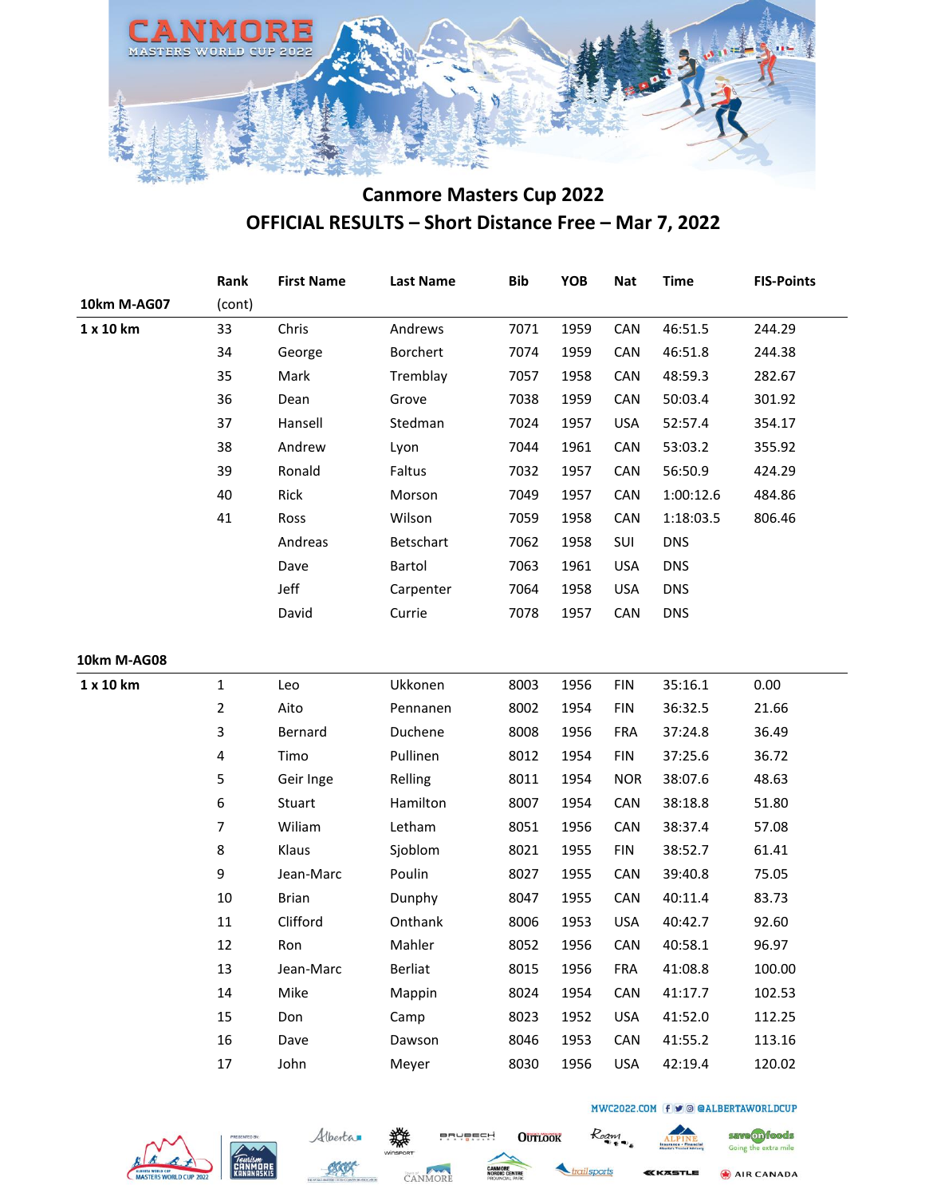# Canmore Masters Cup 2022

## OFFICIAL RESULTS – Short Distance Free – Mar 7, 2022

| | Rank | First Name | Last Name | Bib | YOB | Nat | Time | FIS-Points |
|---|---|---|---|---|---|---|---|---|
| **10km M-AG07** | (cont) | | | | | | | |
| **1 x 10 km** | 33 | Chris | Andrews | 7071 | 1959 | CAN | 46:51.5 | 244.29 |
| | 34 | George | Borchert | 7074 | 1959 | CAN | 46:51.8 | 244.38 |
| | 35 | Mark | Tremblay | 7057 | 1958 | CAN | 48:59.3 | 282.67 |
| | 36 | Dean | Grove | 7038 | 1959 | CAN | 50:03.4 | 301.92 |
| | 37 | Hansell | Stedman | 7024 | 1957 | USA | 52:57.4 | 354.17 |
| | 38 | Andrew | Lyon | 7044 | 1961 | CAN | 53:03.2 | 355.92 |
| | 39 | Ronald | Faltus | 7032 | 1957 | CAN | 56:50.9 | 424.29 |
| | 40 | Rick | Morson | 7049 | 1957 | CAN | 1:00:12.6 | 484.86 |
| | 41 | Ross | Wilson | 7059 | 1958 | CAN | 1:18:03.5 | 806.46 |
| | | Andreas | Betschart | 7062 | 1958 | SUI | DNS | |
| | | Dave | Bartol | 7063 | 1961 | USA | DNS | |
| | | Jeff | Carpenter | 7064 | 1958 | USA | DNS | |
| | | David | Currie | 7078 | 1957 | CAN | DNS | |

| | Rank | First Name | Last Name | Bib | YOB | Nat | Time | FIS-Points |
|---|---|---|---|---|---|---|---|---|
| **10km M-AG08** | | | | | | | | |
| **1 x 10 km** | 1 | Leo | Ukkonen | 8003 | 1956 | FIN | 35:16.1 | 0.00 |
| | 2 | Aito | Pennanen | 8002 | 1954 | FIN | 36:32.5 | 21.66 |
| | 3 | Bernard | Duchene | 8008 | 1956 | FRA | 37:24.8 | 36.49 |
| | 4 | Timo | Pullinen | 8012 | 1954 | FIN | 37:25.6 | 36.72 |
| | 5 | Geir Inge | Relling | 8011 | 1954 | NOR | 38:07.6 | 48.63 |
| | 6 | Stuart | Hamilton | 8007 | 1954 | CAN | 38:18.8 | 51.80 |
| | 7 | Wiliam | Letham | 8051 | 1956 | CAN | 38:37.4 | 57.08 |
| | 8 | Klaus | Sjoblom | 8021 | 1955 | FIN | 38:52.7 | 61.41 |
| | 9 | Jean-Marc | Poulin | 8027 | 1955 | CAN | 39:40.8 | 75.05 |
| | 10 | Brian | Dunphy | 8047 | 1955 | CAN | 40:11.4 | 83.73 |
| | 11 | Clifford | Onthank | 8006 | 1953 | USA | 40:42.7 | 92.60 |
| | 12 | Ron | Mahler | 8052 | 1956 | CAN | 40:58.1 | 96.97 |
| | 13 | Jean-Marc | Berliat | 8015 | 1956 | FRA | 41:08.8 | 100.00 |
| | 14 | Mike | Mappin | 8024 | 1954 | CAN | 41:17.7 | 102.53 |
| | 15 | Don | Camp | 8023 | 1952 | USA | 41:52.0 | 112.25 |
| | 16 | Dave | Dawson | 8046 | 1953 | CAN | 41:55.2 | 113.16 |
| | 17 | John | Meyer | 8030 | 1956 | USA | 42:19.4 | 120.02 |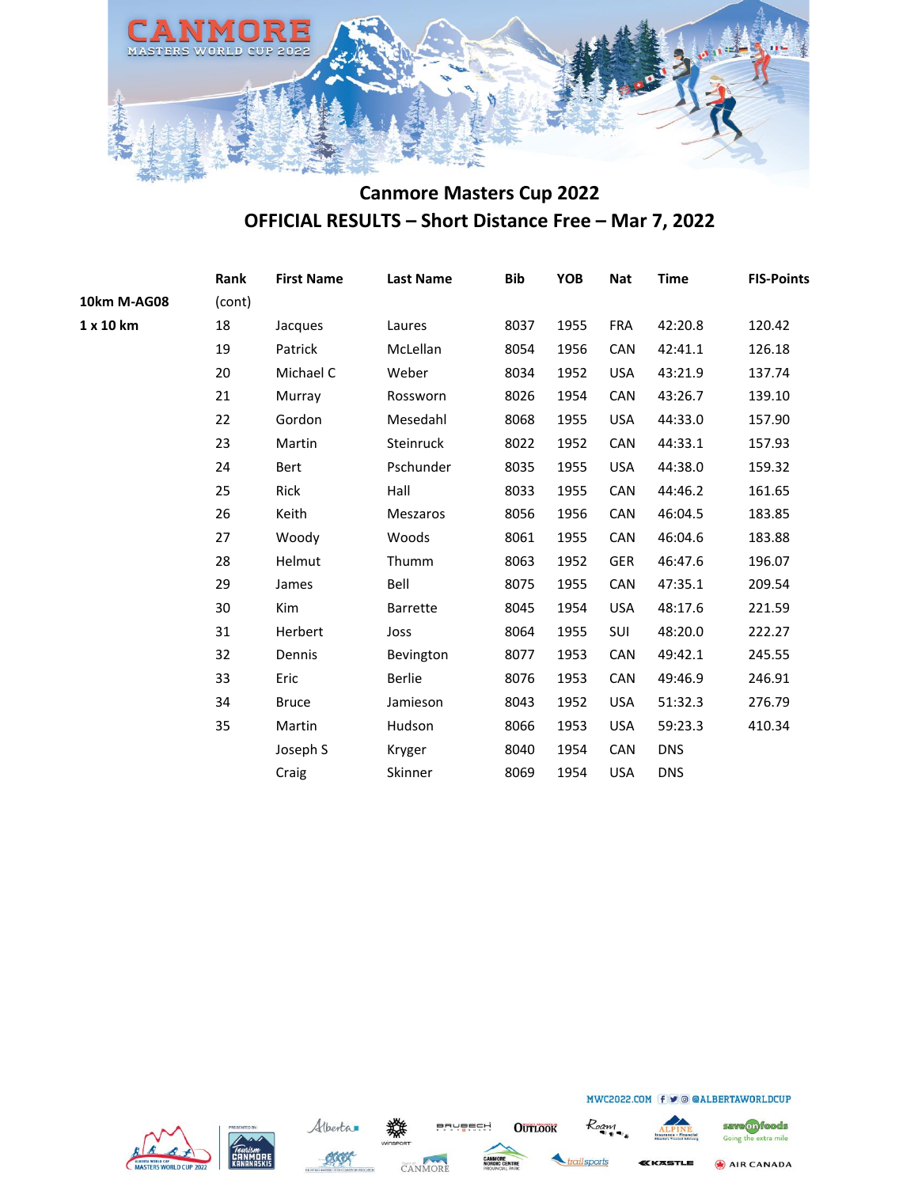## Canmore Masters Cup 2022

## OFFICIAL RESULTS – Short Distance Free – Mar 7, 2022

| | Rank | First Name | Last Name | Bib | YOB | Nat | Time | FIS-Points |
|---|---|---|---|---|---|---|---|---|
| **10km M-AG08** | (cont) | | | | | | | |
| **1 x 10 km** | 18 | Jacques | Laures | 8037 | 1955 | FRA | 42:20.8 | 120.42 |
| | 19 | Patrick | McLellan | 8054 | 1956 | CAN | 42:41.1 | 126.18 |
| | 20 | Michael C | Weber | 8034 | 1952 | USA | 43:21.9 | 137.74 |
| | 21 | Murray | Rossworn | 8026 | 1954 | CAN | 43:26.7 | 139.10 |
| | 22 | Gordon | Mesedahl | 8068 | 1955 | USA | 44:33.0 | 157.90 |
| | 23 | Martin | Steinruck | 8022 | 1952 | CAN | 44:33.1 | 157.93 |
| | 24 | Bert | Pschunder | 8035 | 1955 | USA | 44:38.0 | 159.32 |
| | 25 | Rick | Hall | 8033 | 1955 | CAN | 44:46.2 | 161.65 |
| | 26 | Keith | Meszaros | 8056 | 1956 | CAN | 46:04.5 | 183.85 |
| | 27 | Woody | Woods | 8061 | 1955 | CAN | 46:04.6 | 183.88 |
| | 28 | Helmut | Thumm | 8063 | 1952 | GER | 46:47.6 | 196.07 |
| | 29 | James | Bell | 8075 | 1955 | CAN | 47:35.1 | 209.54 |
| | 30 | Kim | Barrette | 8045 | 1954 | USA | 48:17.6 | 221.59 |
| | 31 | Herbert | Joss | 8064 | 1955 | SUI | 48:20.0 | 222.27 |
| | 32 | Dennis | Bevington | 8077 | 1953 | CAN | 49:42.1 | 245.55 |
| | 33 | Eric | Berlie | 8076 | 1953 | CAN | 49:46.9 | 246.91 |
| | 34 | Bruce | Jamieson | 8043 | 1952 | USA | 51:32.3 | 276.79 |
| | 35 | Martin | Hudson | 8066 | 1953 | USA | 59:23.3 | 410.34 |
| | | Joseph S | Kryger | 8040 | 1954 | CAN | DNS | |
| | | Craig | Skinner | 8069 | 1954 | USA | DNS | |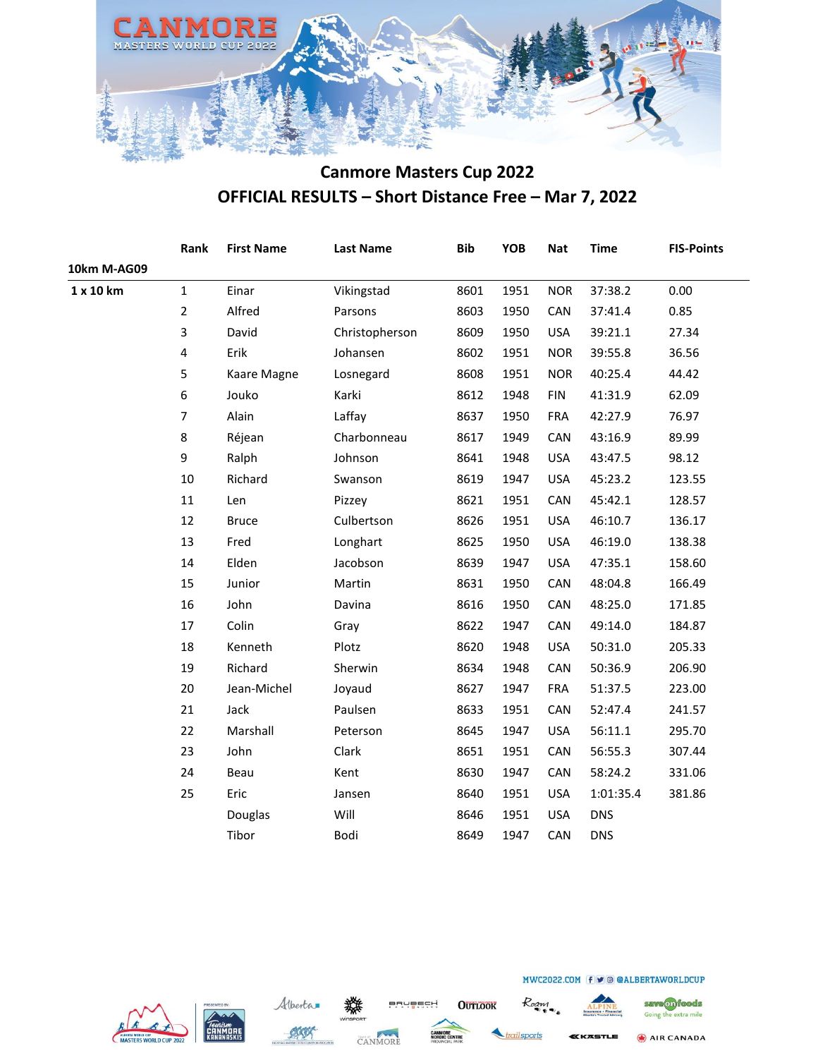## Canmore Masters Cup 2022

## OFFICIAL RESULTS – Short Distance Free – Mar 7, 2022

| | Rank | First Name | Last Name | Bib | YOB | Nat | Time | FIS-Points |
|---|---|---|---|---|---|---|---|---|
| **10km M-AG09** | | | | | | | | |
| **1 x 10 km** | 1 | Einar | Vikingstad | 8601 | 1951 | NOR | 37:38.2 | 0.00 |
| | 2 | Alfred | Parsons | 8603 | 1950 | CAN | 37:41.4 | 0.85 |
| | 3 | David | Christopherson | 8609 | 1950 | USA | 39:21.1 | 27.34 |
| | 4 | Erik | Johansen | 8602 | 1951 | NOR | 39:55.8 | 36.56 |
| | 5 | Kaare Magne | Losnegard | 8608 | 1951 | NOR | 40:25.4 | 44.42 |
| | 6 | Jouko | Karki | 8612 | 1948 | FIN | 41:31.9 | 62.09 |
| | 7 | Alain | Laffay | 8637 | 1950 | FRA | 42:27.9 | 76.97 |
| | 8 | Réjean | Charbonneau | 8617 | 1949 | CAN | 43:16.9 | 89.99 |
| | 9 | Ralph | Johnson | 8641 | 1948 | USA | 43:47.5 | 98.12 |
| | 10 | Richard | Swanson | 8619 | 1947 | USA | 45:23.2 | 123.55 |
| | 11 | Len | Pizzey | 8621 | 1951 | CAN | 45:42.1 | 128.57 |
| | 12 | Bruce | Culbertson | 8626 | 1951 | USA | 46:10.7 | 136.17 |
| | 13 | Fred | Longhart | 8625 | 1950 | USA | 46:19.0 | 138.38 |
| | 14 | Elden | Jacobson | 8639 | 1947 | USA | 47:35.1 | 158.60 |
| | 15 | Junior | Martin | 8631 | 1950 | CAN | 48:04.8 | 166.49 |
| | 16 | John | Davina | 8616 | 1950 | CAN | 48:25.0 | 171.85 |
| | 17 | Colin | Gray | 8622 | 1947 | CAN | 49:14.0 | 184.87 |
| | 18 | Kenneth | Plotz | 8620 | 1948 | USA | 50:31.0 | 205.33 |
| | 19 | Richard | Sherwin | 8634 | 1948 | CAN | 50:36.9 | 206.90 |
| | 20 | Jean-Michel | Joyaud | 8627 | 1947 | FRA | 51:37.5 | 223.00 |
| | 21 | Jack | Paulsen | 8633 | 1951 | CAN | 52:47.4 | 241.57 |
| | 22 | Marshall | Peterson | 8645 | 1947 | USA | 56:11.1 | 295.70 |
| | 23 | John | Clark | 8651 | 1951 | CAN | 56:55.3 | 307.44 |
| | 24 | Beau | Kent | 8630 | 1947 | CAN | 58:24.2 | 331.06 |
| | 25 | Eric | Jansen | 8640 | 1951 | USA | 1:01:35.4 | 381.86 |
| | | Douglas | Will | 8646 | 1951 | USA | DNS | |
| | | Tibor | Bodi | 8649 | 1947 | CAN | DNS | |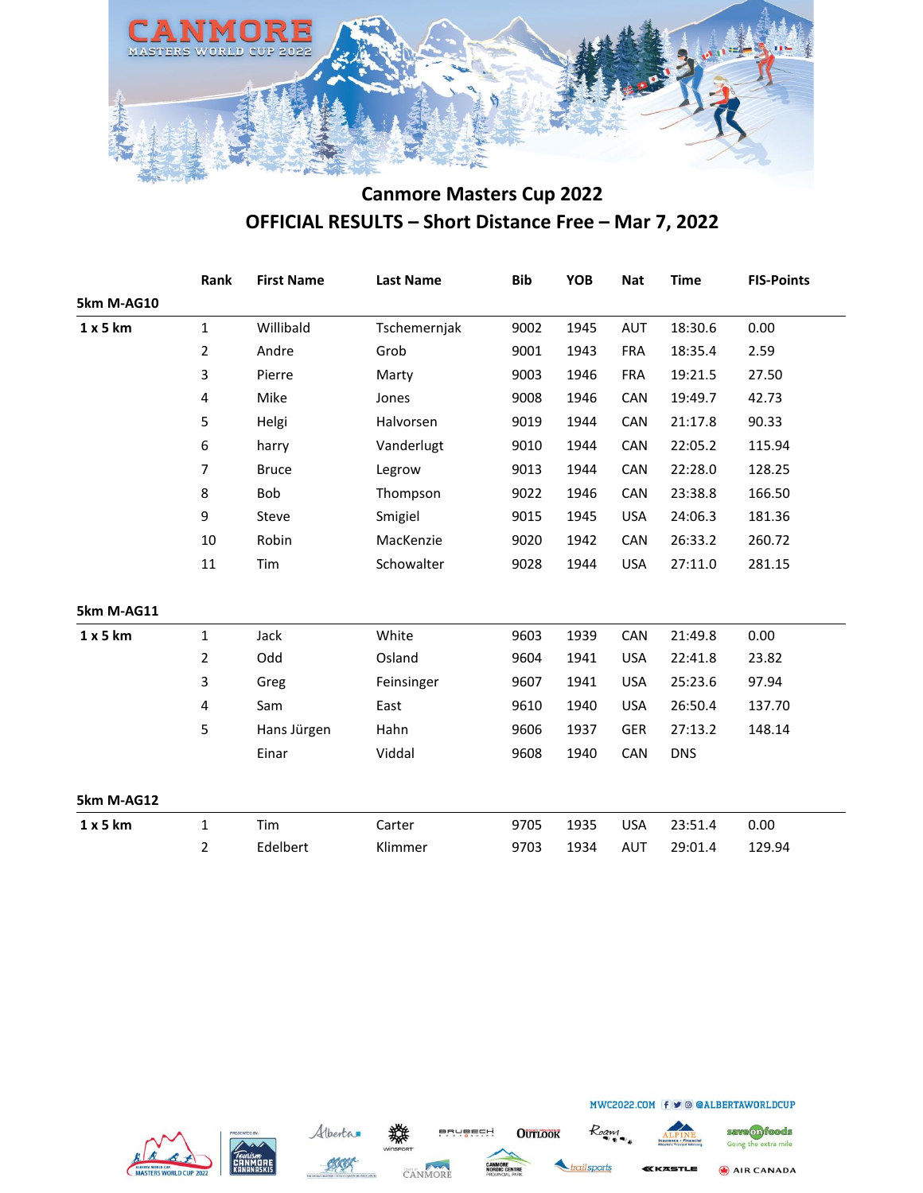# Canmore Masters Cup 2022

## OFFICIAL RESULTS – Short Distance Free – Mar 7, 2022

| | Rank | First Name | Last Name | Bib | YOB | Nat | Time | FIS-Points |
|---|---|---|---|---|---|---|---|---|
| **5km M-AG10** | | | | | | | | |
| **1 x 5 km** | 1 | Willibald | Tschemernjak | 9002 | 1945 | AUT | 18:30.6 | 0.00 |
| | 2 | Andre | Grob | 9001 | 1943 | FRA | 18:35.4 | 2.59 |
| | 3 | Pierre | Marty | 9003 | 1946 | FRA | 19:21.5 | 27.50 |
| | 4 | Mike | Jones | 9008 | 1946 | CAN | 19:49.7 | 42.73 |
| | 5 | Helgi | Halvorsen | 9019 | 1944 | CAN | 21:17.8 | 90.33 |
| | 6 | harry | Vanderlugt | 9010 | 1944 | CAN | 22:05.2 | 115.94 |
| | 7 | Bruce | Legrow | 9013 | 1944 | CAN | 22:28.0 | 128.25 |
| | 8 | Bob | Thompson | 9022 | 1946 | CAN | 23:38.8 | 166.50 |
| | 9 | Steve | Smigiel | 9015 | 1945 | USA | 24:06.3 | 181.36 |
| | 10 | Robin | MacKenzie | 9020 | 1942 | CAN | 26:33.2 | 260.72 |
| | 11 | Tim | Schowalter | 9028 | 1944 | USA | 27:11.0 | 281.15 |
| **5km M-AG11** | | | | | | | | |
| **1 x 5 km** | 1 | Jack | White | 9603 | 1939 | CAN | 21:49.8 | 0.00 |
| | 2 | Odd | Osland | 9604 | 1941 | USA | 22:41.8 | 23.82 |
| | 3 | Greg | Feinsinger | 9607 | 1941 | USA | 25:23.6 | 97.94 |
| | 4 | Sam | East | 9610 | 1940 | USA | 26:50.4 | 137.70 |
| | 5 | Hans Jürgen | Hahn | 9606 | 1937 | GER | 27:13.2 | 148.14 |
| | | Einar | Viddal | 9608 | 1940 | CAN | DNS | |
| **5km M-AG12** | | | | | | | | |
| **1 x 5 km** | 1 | Tim | Carter | 9705 | 1935 | USA | 23:51.4 | 0.00 |
| | 2 | Edelbert | Klimmer | 9703 | 1934 | AUT | 29:01.4 | 129.94 |